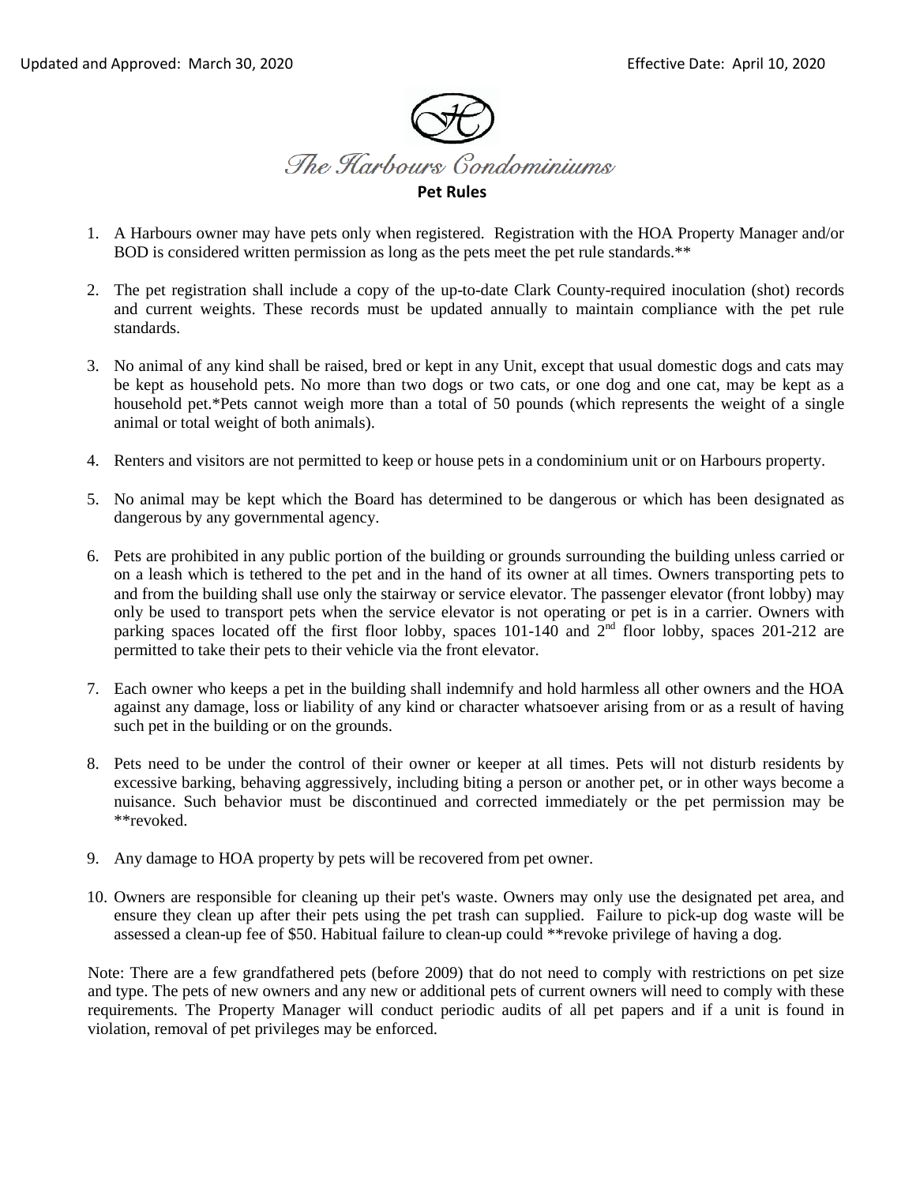Updated and Approved: March 30, 2020 Effective Date: April 10, 2020

# The Harbours Condominiums

## Pet Rules

1. A Harbours owner may have pets only when registered. Registration with the HOA Property Manager and/or BOD is considered written permission as long as the pets meet the pet rule standards.**

2. The pet registration shall include a copy of the up-to-date Clark County-required inoculation (shot) records and current weights. These records must be updated annually to maintain compliance with the pet rule standards.

3. No animal of any kind shall be raised, bred or kept in any Unit, except that usual domestic dogs and cats may be kept as household pets. No more than two dogs or two cats, or one dog and one cat, may be kept as a household pet.*Pets cannot weigh more than a total of 50 pounds (which represents the weight of a single animal or total weight of both animals).

4. Renters and visitors are not permitted to keep or house pets in a condominium unit or on Harbours property.

5. No animal may be kept which the Board has determined to be dangerous or which has been designated as dangerous by any governmental agency.

6. Pets are prohibited in any public portion of the building or grounds surrounding the building unless carried or on a leash which is tethered to the pet and in the hand of its owner at all times. Owners transporting pets to and from the building shall use only the stairway or service elevator. The passenger elevator (front lobby) may only be used to transport pets when the service elevator is not operating or pet is in a carrier. Owners with parking spaces located off the first floor lobby, spaces 101-140 and 2nd floor lobby, spaces 201-212 are permitted to take their pets to their vehicle via the front elevator.

7. Each owner who keeps a pet in the building shall indemnify and hold harmless all other owners and the HOA against any damage, loss or liability of any kind or character whatsoever arising from or as a result of having such pet in the building or on the grounds.

8. Pets need to be under the control of their owner or keeper at all times. Pets will not disturb residents by excessive barking, behaving aggressively, including biting a person or another pet, or in other ways become a nuisance. Such behavior must be discontinued and corrected immediately or the pet permission may be **revoked.

9. Any damage to HOA property by pets will be recovered from pet owner.

10. Owners are responsible for cleaning up their pet's waste. Owners may only use the designated pet area, and ensure they clean up after their pets using the pet trash can supplied. Failure to pick-up dog waste will be assessed a clean-up fee of $50. Habitual failure to clean-up could **revoke privilege of having a dog.

Note: There are a few grandfathered pets (before 2009) that do not need to comply with restrictions on pet size and type. The pets of new owners and any new or additional pets of current owners will need to comply with these requirements. The Property Manager will conduct periodic audits of all pet papers and if a unit is found in violation, removal of pet privileges may be enforced.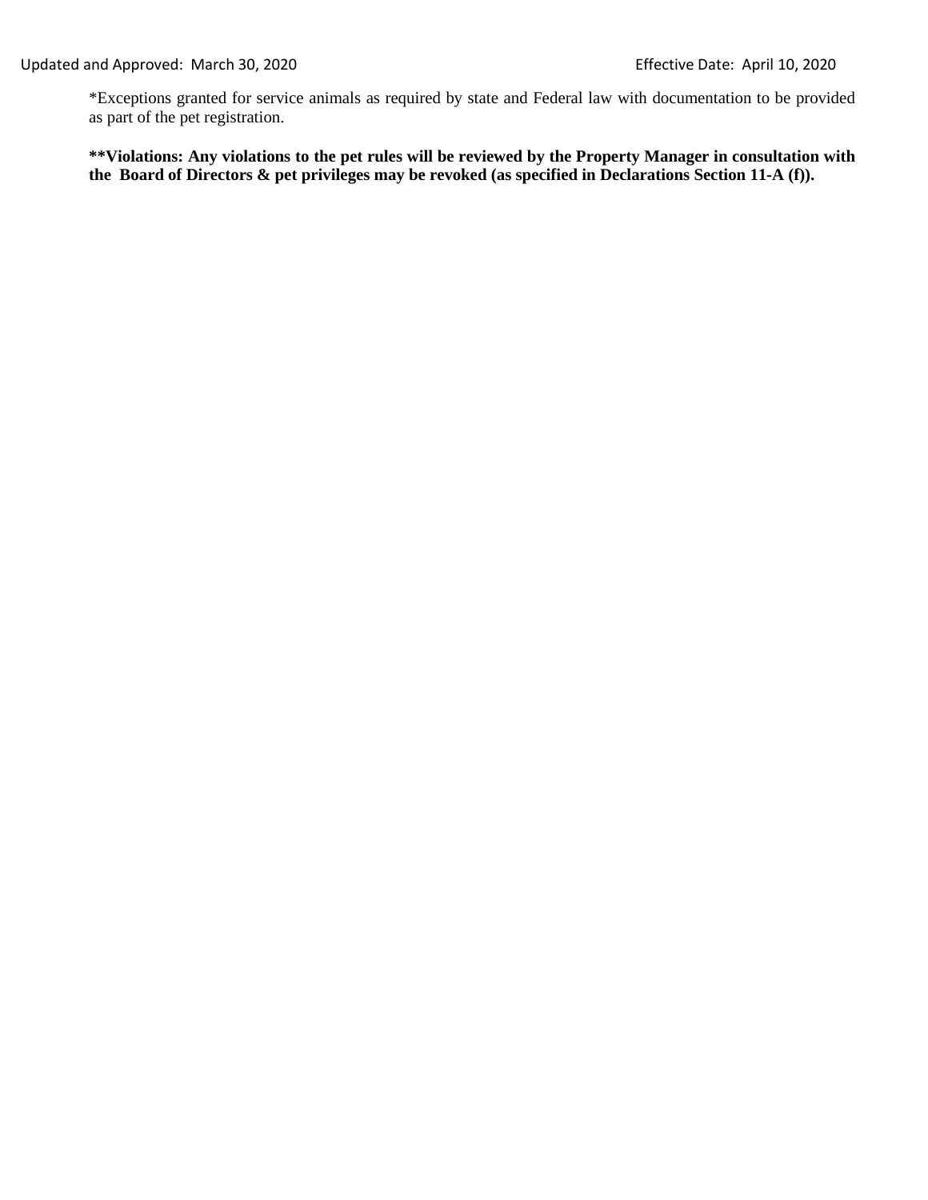*Exceptions granted for service animals as required by state and Federal law with documentation to be provided as part of the pet registration.

**\*\*Violations: Any violations to the pet rules will be reviewed by the Property Manager in consultation with the Board of Directors & pet privileges may be revoked (as specified in Declarations Section 11-A (f)).**